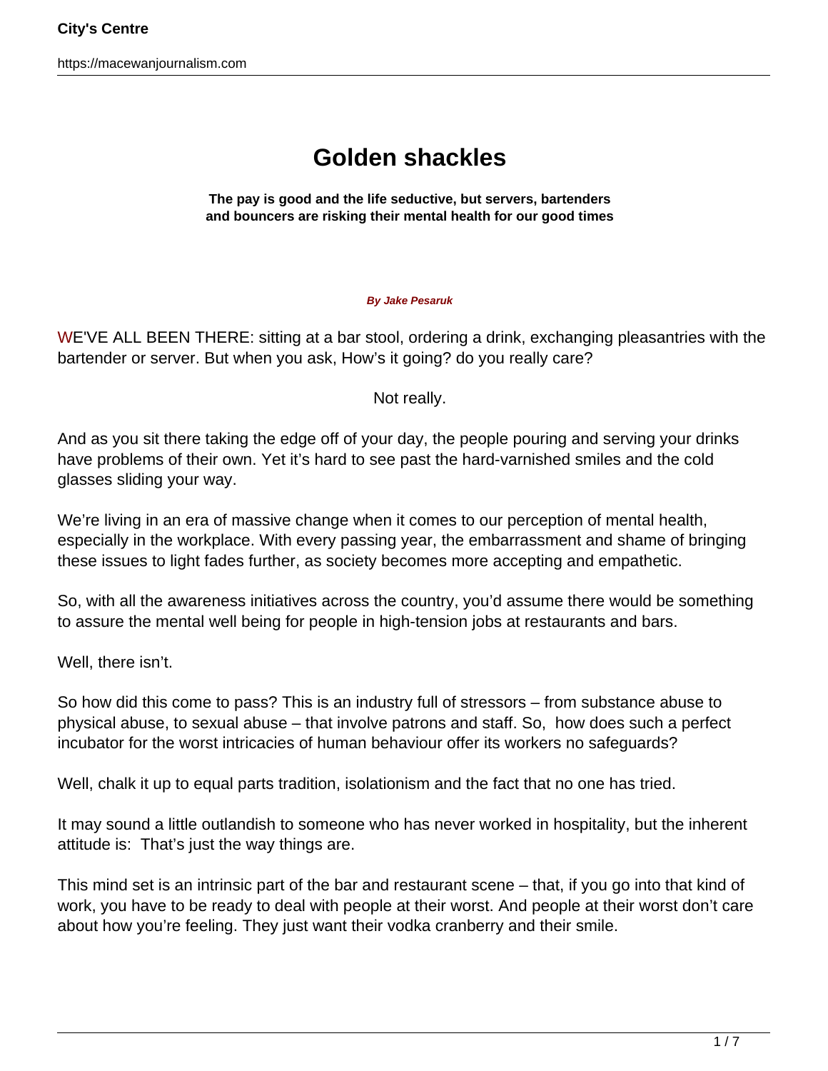# Golden shackles

**The pay is good and the life seductive, but servers, bartenders and bouncers are risking their mental health for our good times**

**By Jake Pesaruk**

WE'VE ALL BEEN THERE: sitting at a bar stool, ordering a drink, exchanging pleasantries with the bartender or server. But when you ask, How's it going? do you really care?

Not really.

And as you sit there taking the edge off of your day, the people pouring and serving your drinks have problems of their own. Yet it's hard to see past the hard-varnished smiles and the cold glasses sliding your way.

We're living in an era of massive change when it comes to our perception of mental health, especially in the workplace. With every passing year, the embarrassment and shame of bringing these issues to light fades further, as society becomes more accepting and empathetic.

So, with all the awareness initiatives across the country, you'd assume there would be something to assure the mental well being for people in high-tension jobs at restaurants and bars.

Well, there isn't.

So how did this come to pass? This is an industry full of stressors – from substance abuse to physical abuse, to sexual abuse – that involve patrons and staff. So, how does such a perfect incubator for the worst intricacies of human behaviour offer its workers no safeguards?

Well, chalk it up to equal parts tradition, isolationism and the fact that no one has tried.

It may sound a little outlandish to someone who has never worked in hospitality, but the inherent attitude is: That's just the way things are.

This mind set is an intrinsic part of the bar and restaurant scene – that, if you go into that kind of work, you have to be ready to deal with people at their worst. And people at their worst don't care about how you're feeling. They just want their vodka cranberry and their smile.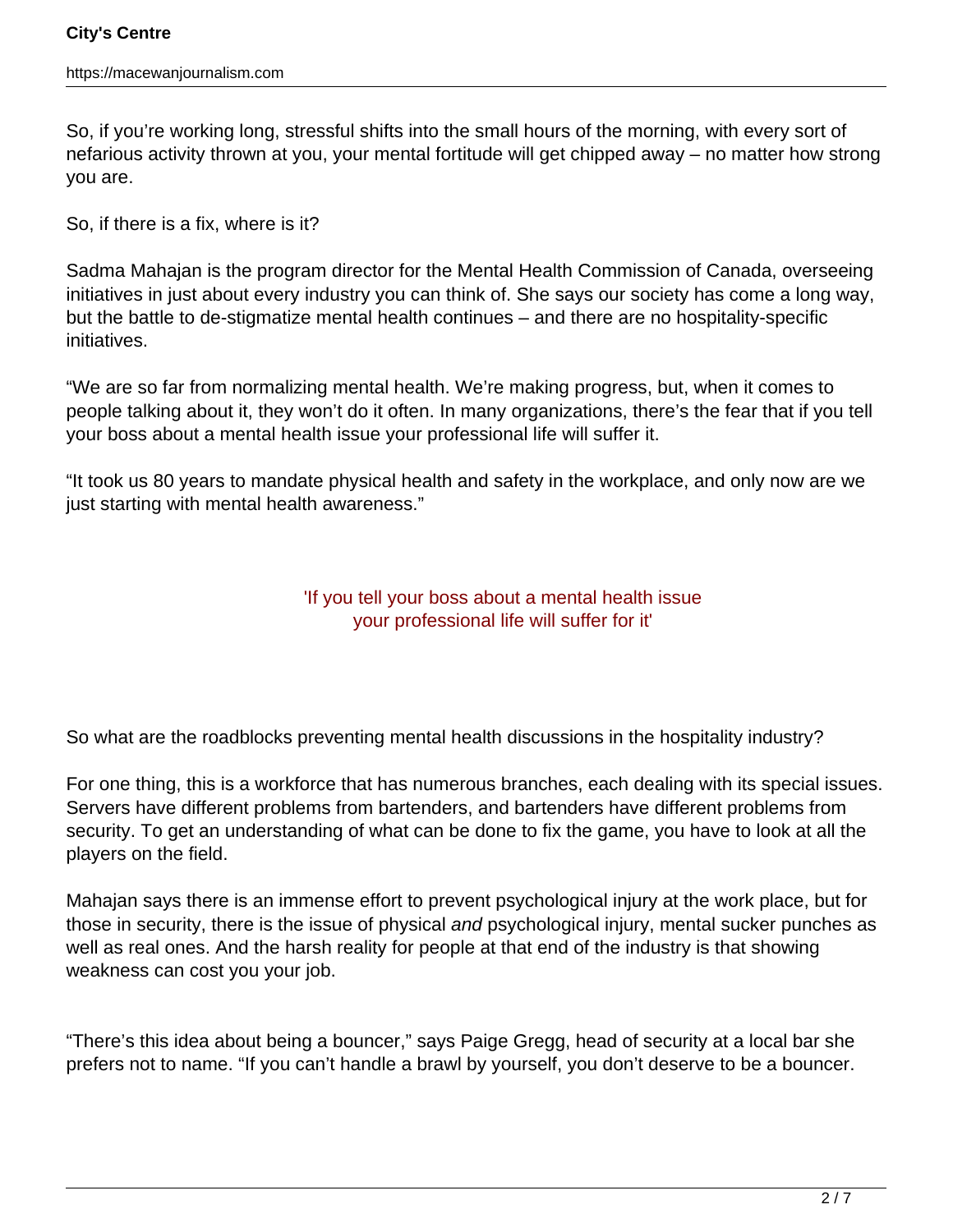So, if you're working long, stressful shifts into the small hours of the morning, with every sort of nefarious activity thrown at you, your mental fortitude will get chipped away – no matter how strong you are.

So, if there is a fix, where is it?

Sadma Mahajan is the program director for the Mental Health Commission of Canada, overseeing initiatives in just about every industry you can think of. She says our society has come a long way, but the battle to de-stigmatize mental health continues – and there are no hospitality-specific initiatives.

"We are so far from normalizing mental health. We're making progress, but, when it comes to people talking about it, they won't do it often. In many organizations, there's the fear that if you tell your boss about a mental health issue your professional life will suffer it.

"It took us 80 years to mandate physical health and safety in the workplace, and only now are we just starting with mental health awareness."

> 'If you tell your boss about a mental health issue your professional life will suffer for it'

So what are the roadblocks preventing mental health discussions in the hospitality industry?

For one thing, this is a workforce that has numerous branches, each dealing with its special issues. Servers have different problems from bartenders, and bartenders have different problems from security. To get an understanding of what can be done to fix the game, you have to look at all the players on the field.

Mahajan says there is an immense effort to prevent psychological injury at the work place, but for those in security, there is the issue of physical *and* psychological injury, mental sucker punches as well as real ones. And the harsh reality for people at that end of the industry is that showing weakness can cost you your job.

"There's this idea about being a bouncer," says Paige Gregg, head of security at a local bar she prefers not to name. "If you can't handle a brawl by yourself, you don't deserve to be a bouncer.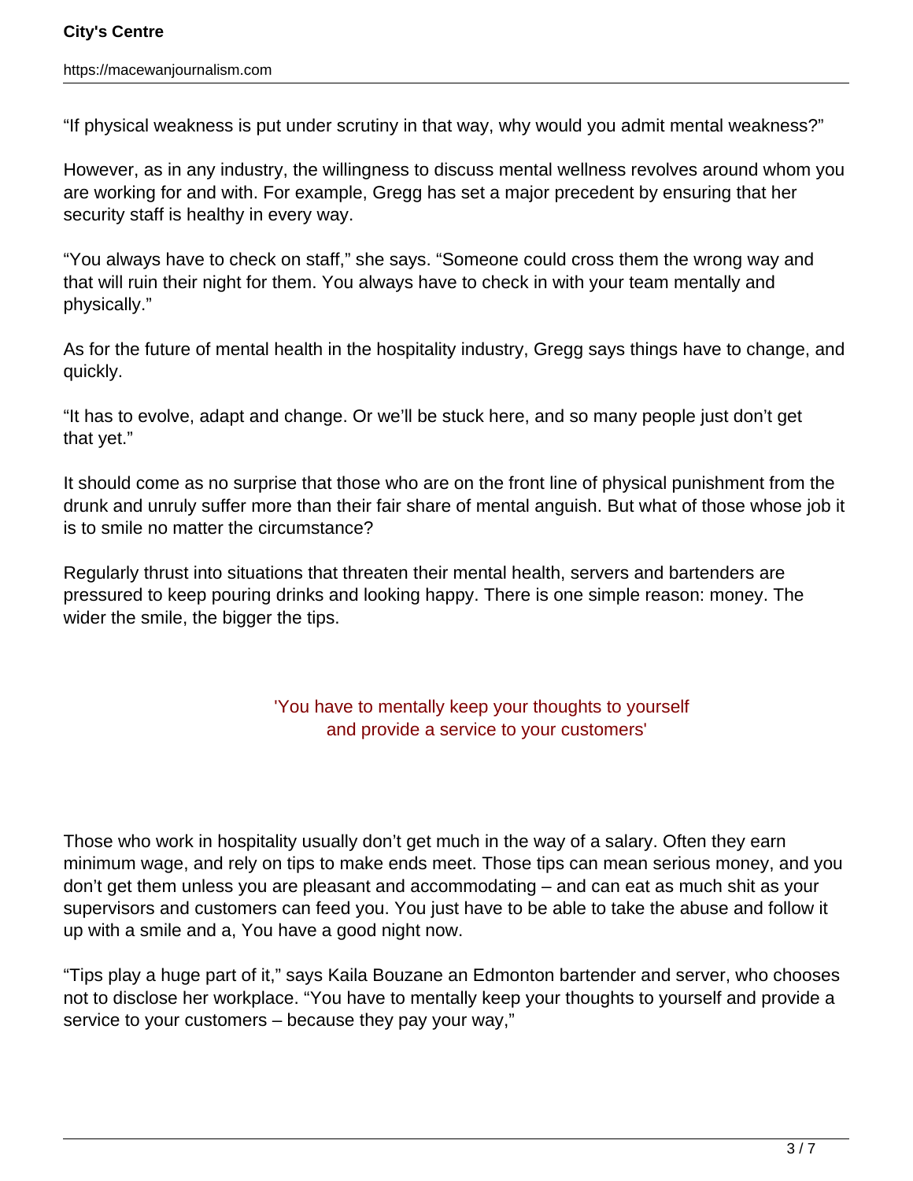"If physical weakness is put under scrutiny in that way, why would you admit mental weakness?"

However, as in any industry, the willingness to discuss mental wellness revolves around whom you are working for and with. For example, Gregg has set a major precedent by ensuring that her security staff is healthy in every way.

"You always have to check on staff," she says. "Someone could cross them the wrong way and that will ruin their night for them. You always have to check in with your team mentally and physically."

As for the future of mental health in the hospitality industry, Gregg says things have to change, and quickly.

"It has to evolve, adapt and change. Or we'll be stuck here, and so many people just don't get that yet."

It should come as no surprise that those who are on the front line of physical punishment from the drunk and unruly suffer more than their fair share of mental anguish. But what of those whose job it is to smile no matter the circumstance?

Regularly thrust into situations that threaten their mental health, servers and bartenders are pressured to keep pouring drinks and looking happy. There is one simple reason: money. The wider the smile, the bigger the tips.

> 'You have to mentally keep your thoughts to yourself and provide a service to your customers'

Those who work in hospitality usually don't get much in the way of a salary. Often they earn minimum wage, and rely on tips to make ends meet. Those tips can mean serious money, and you don't get them unless you are pleasant and accommodating – and can eat as much shit as your supervisors and customers can feed you. You just have to be able to take the abuse and follow it up with a smile and a, You have a good night now.

"Tips play a huge part of it," says Kaila Bouzane an Edmonton bartender and server, who chooses not to disclose her workplace. "You have to mentally keep your thoughts to yourself and provide a service to your customers – because they pay your way,"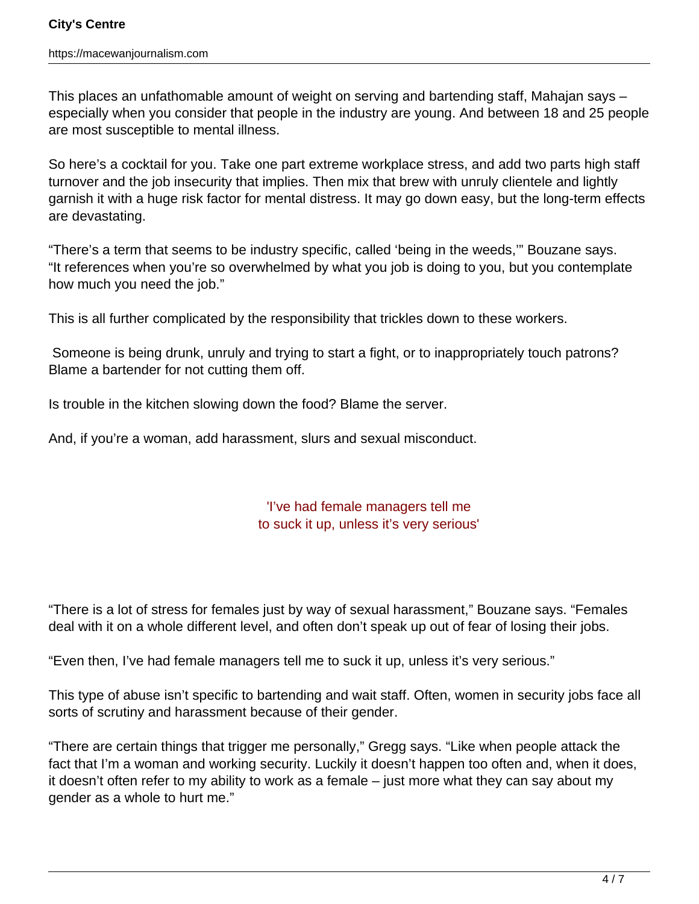This places an unfathomable amount of weight on serving and bartending staff, Mahajan says – especially when you consider that people in the industry are young. And between 18 and 25 people are most susceptible to mental illness.

So here's a cocktail for you. Take one part extreme workplace stress, and add two parts high staff turnover and the job insecurity that implies. Then mix that brew with unruly clientele and lightly garnish it with a huge risk factor for mental distress. It may go down easy, but the long-term effects are devastating.

"There's a term that seems to be industry specific, called 'being in the weeds,'" Bouzane says. "It references when you're so overwhelmed by what you job is doing to you, but you contemplate how much you need the job."

This is all further complicated by the responsibility that trickles down to these workers.

Someone is being drunk, unruly and trying to start a fight, or to inappropriately touch patrons? Blame a bartender for not cutting them off.

Is trouble in the kitchen slowing down the food? Blame the server.

And, if you're a woman, add harassment, slurs and sexual misconduct.

> 'I've had female managers tell me to suck it up, unless it's very serious'

"There is a lot of stress for females just by way of sexual harassment," Bouzane says. "Females deal with it on a whole different level, and often don't speak up out of fear of losing their jobs.

"Even then, I've had female managers tell me to suck it up, unless it's very serious."

This type of abuse isn't specific to bartending and wait staff. Often, women in security jobs face all sorts of scrutiny and harassment because of their gender.

"There are certain things that trigger me personally," Gregg says. "Like when people attack the fact that I'm a woman and working security. Luckily it doesn't happen too often and, when it does, it doesn't often refer to my ability to work as a female – just more what they can say about my gender as a whole to hurt me."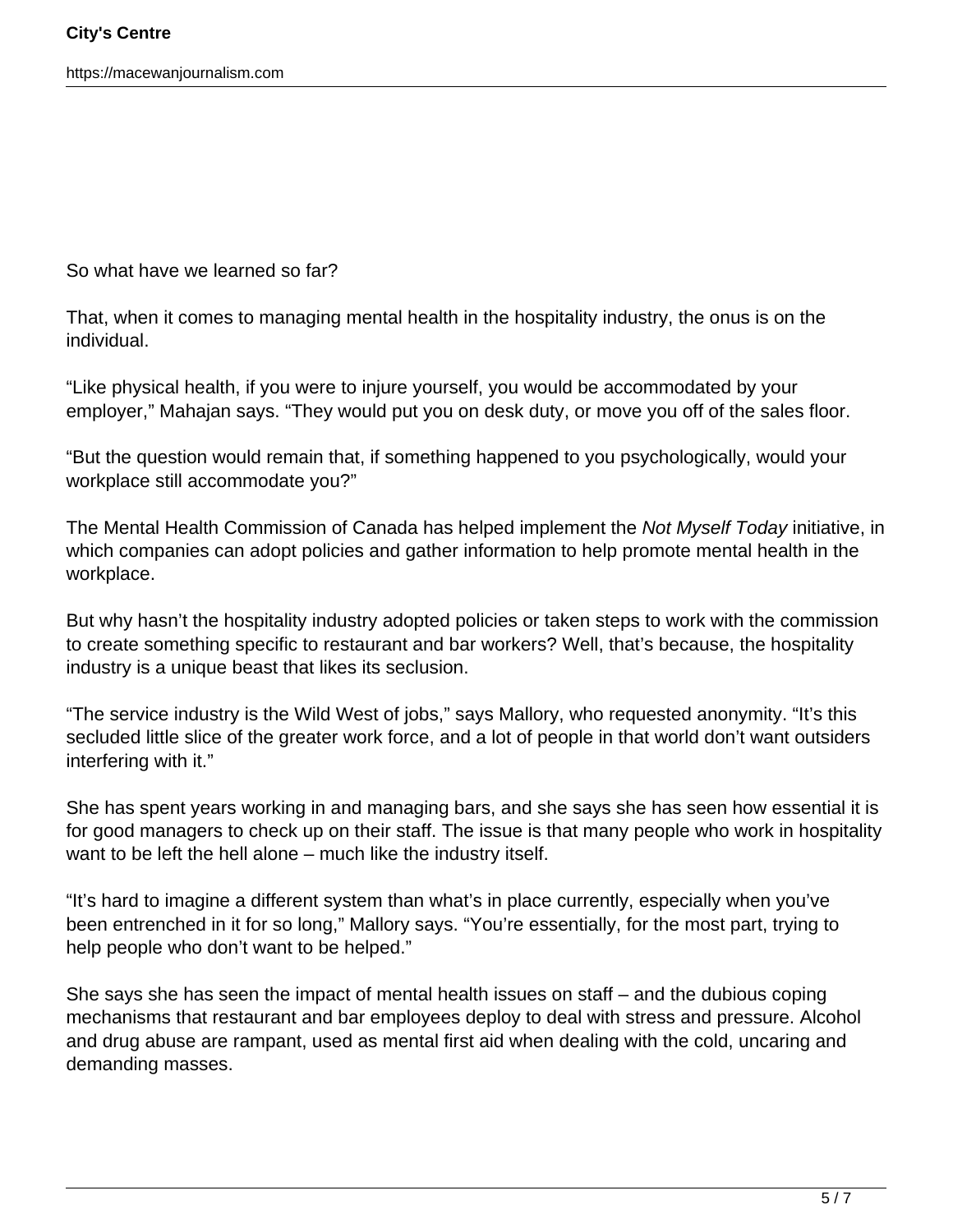So what have we learned so far?

That, when it comes to managing mental health in the hospitality industry, the onus is on the individual.

“Like physical health, if you were to injure yourself, you would be accommodated by your employer,” Mahajan says. “They would put you on desk duty, or move you off of the sales floor.

“But the question would remain that, if something happened to you psychologically, would your workplace still accommodate you?”

The Mental Health Commission of Canada has helped implement the *Not Myself Today* initiative, in which companies can adopt policies and gather information to help promote mental health in the workplace.

But why hasn’t the hospitality industry adopted policies or taken steps to work with the commission to create something specific to restaurant and bar workers? Well, that’s because, the hospitality industry is a unique beast that likes its seclusion.

“The service industry is the Wild West of jobs,” says Mallory, who requested anonymity. “It’s this secluded little slice of the greater work force, and a lot of people in that world don’t want outsiders interfering with it.”

She has spent years working in and managing bars, and she says she has seen how essential it is for good managers to check up on their staff. The issue is that many people who work in hospitality want to be left the hell alone – much like the industry itself.

“It’s hard to imagine a different system than what’s in place currently, especially when you’ve been entrenched in it for so long,” Mallory says. “You’re essentially, for the most part, trying to help people who don’t want to be helped.”

She says she has seen the impact of mental health issues on staff – and the dubious coping mechanisms that restaurant and bar employees deploy to deal with stress and pressure. Alcohol and drug abuse are rampant, used as mental first aid when dealing with the cold, uncaring and demanding masses.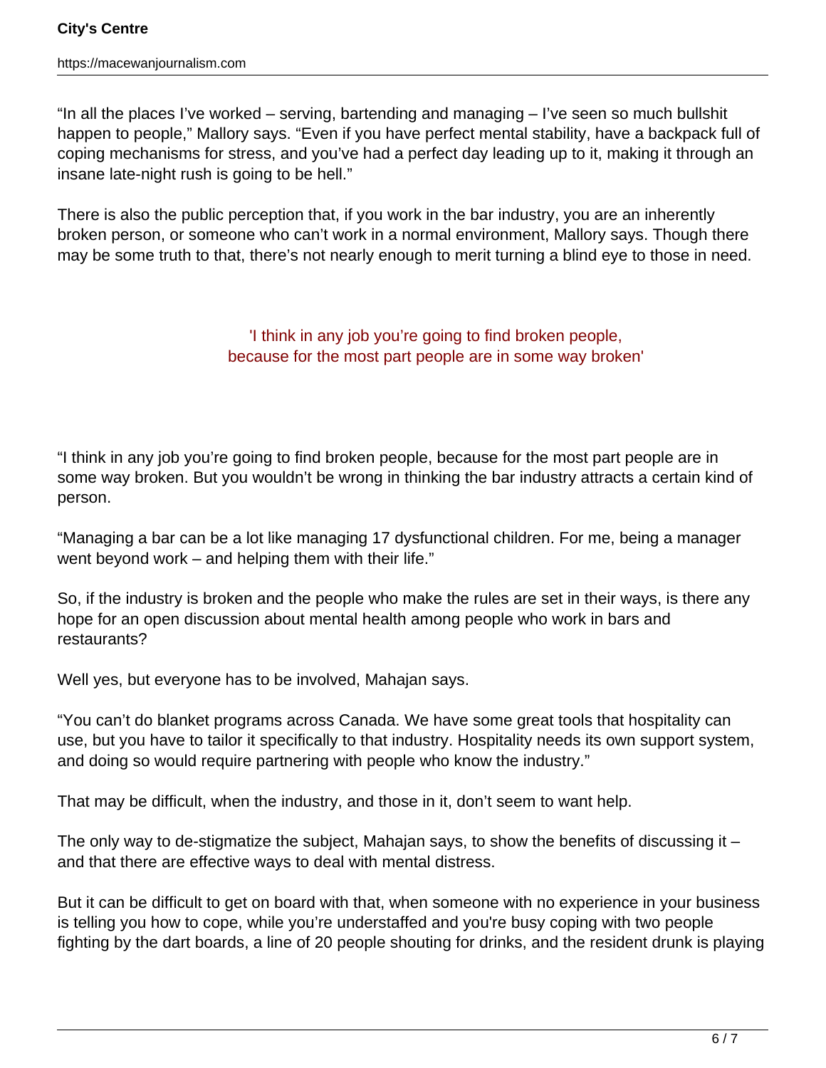"In all the places I've worked – serving, bartending and managing – I've seen so much bullshit happen to people," Mallory says. "Even if you have perfect mental stability, have a backpack full of coping mechanisms for stress, and you've had a perfect day leading up to it, making it through an insane late-night rush is going to be hell."

There is also the public perception that, if you work in the bar industry, you are an inherently broken person, or someone who can't work in a normal environment, Mallory says. Though there may be some truth to that, there's not nearly enough to merit turning a blind eye to those in need.

> 'I think in any job you're going to find broken people, because for the most part people are in some way broken'

"I think in any job you're going to find broken people, because for the most part people are in some way broken. But you wouldn't be wrong in thinking the bar industry attracts a certain kind of person.

"Managing a bar can be a lot like managing 17 dysfunctional children. For me, being a manager went beyond work – and helping them with their life."

So, if the industry is broken and the people who make the rules are set in their ways, is there any hope for an open discussion about mental health among people who work in bars and restaurants?

Well yes, but everyone has to be involved, Mahajan says.

"You can't do blanket programs across Canada. We have some great tools that hospitality can use, but you have to tailor it specifically to that industry. Hospitality needs its own support system, and doing so would require partnering with people who know the industry."

That may be difficult, when the industry, and those in it, don't seem to want help.

The only way to de-stigmatize the subject, Mahajan says, to show the benefits of discussing it – and that there are effective ways to deal with mental distress.

But it can be difficult to get on board with that, when someone with no experience in your business is telling you how to cope, while you're understaffed and you're busy coping with two people fighting by the dart boards, a line of 20 people shouting for drinks, and the resident drunk is playing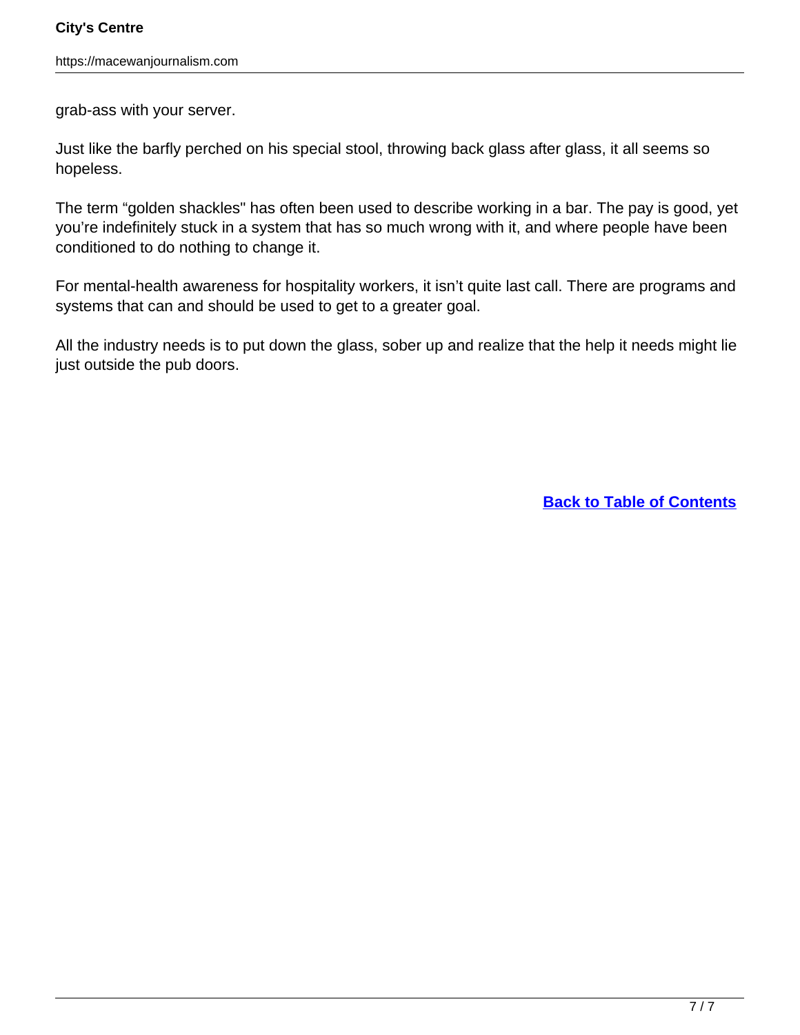grab-ass with your server.

Just like the barfly perched on his special stool, throwing back glass after glass, it all seems so hopeless.

The term “golden shackles" has often been used to describe working in a bar. The pay is good, yet you’re indefinitely stuck in a system that has so much wrong with it, and where people have been conditioned to do nothing to change it.

For mental-health awareness for hospitality workers, it isn’t quite last call. There are programs and systems that can and should be used to get to a greater goal.

All the industry needs is to put down the glass, sober up and realize that the help it needs might lie just outside the pub doors.

**Back to Table of Contents**